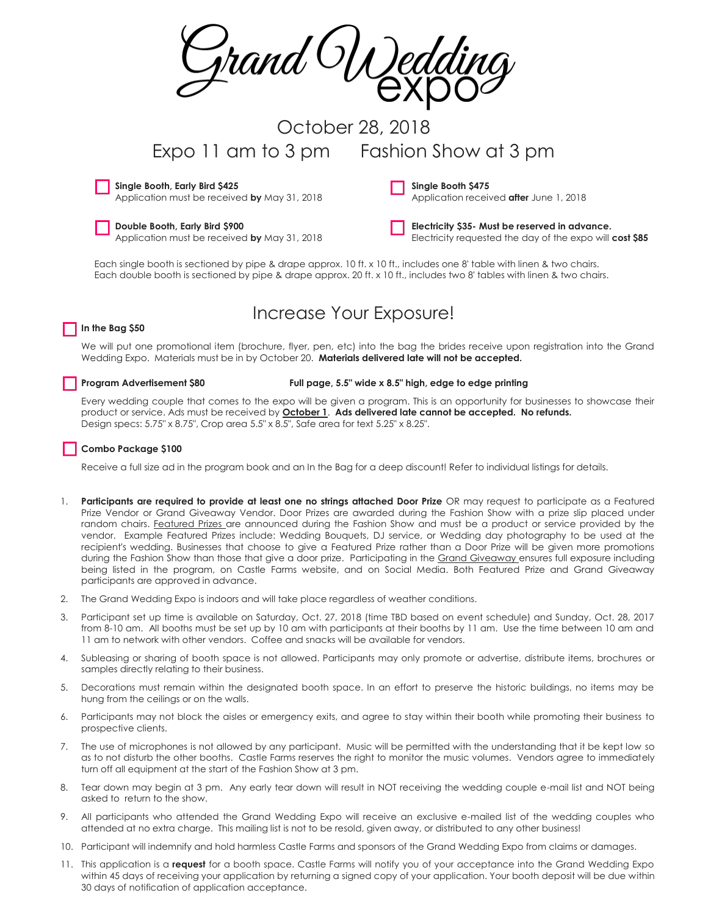# Grand Wedding expo

October 28, 2018

Expo 11 am to 3 pm     Fashion Show at 3 pm

- ☐ **Single Booth, Early Bird $425**
  Application must be received **by** May 31, 2018
- ☐ **Single Booth $475**
  Application received **after** June 1, 2018
- ☐ **Double Booth, Early Bird $900**
  Application must be received **by** May 31, 2018
- ☐ **Electricity $35- Must be reserved in advance.**
  Electricity requested the day of the expo will **cost $85**

Each single booth is sectioned by pipe & drape approx. 10 ft. x 10 ft., includes one 8' table with linen & two chairs.
Each double booth is sectioned by pipe & drape approx. 20 ft. x 10 ft., includes two 8' tables with linen & two chairs.

## Increase Your Exposure!

☐ **In the Bag $50**

We will put one promotional item (brochure, flyer, pen, etc) into the bag the brides receive upon registration into the Grand Wedding Expo. Materials must be in by October 20. **Materials delivered late will not be accepted.**

☐ **Program Advertisement $80**     **Full page, 5.5" wide x 8.5" high, edge to edge printing**

Every wedding couple that comes to the expo will be given a program. This is an opportunity for businesses to showcase their product or service. Ads must be received by **<u>October 1</u>**. **Ads delivered late cannot be accepted. No refunds.**
Design specs: 5.75" x 8.75", Crop area 5.5" x 8.5", Safe area for text 5.25" x 8.25".

☐ **Combo Package $100**

Receive a full size ad in the program book and an In the Bag for a deep discount! Refer to individual listings for details.

1. **Participants are required to provide at least one no strings attached Door Prize** OR may request to participate as a Featured Prize Vendor or Grand Giveaway Vendor. Door Prizes are awarded during the Fashion Show with a prize slip placed under random chairs. <u>Featured Prizes</u> are announced during the Fashion Show and must be a product or service provided by the vendor. Example Featured Prizes include: Wedding Bouquets, DJ service, or Wedding day photography to be used at the recipient's wedding. Businesses that choose to give a Featured Prize rather than a Door Prize will be given more promotions during the Fashion Show than those that give a door prize. Participating in the <u>Grand Giveaway</u> ensures full exposure including being listed in the program, on Castle Farms website, and on Social Media. Both Featured Prize and Grand Giveaway participants are approved in advance.
2. The Grand Wedding Expo is indoors and will take place regardless of weather conditions.
3. Participant set up time is available on Saturday, Oct. 27, 2018 (time TBD based on event schedule) and Sunday, Oct. 28, 2017 from 8-10 am. All booths must be set up by 10 am with participants at their booths by 11 am. Use the time between 10 am and 11 am to network with other vendors. Coffee and snacks will be available for vendors.
4. Subleasing or sharing of booth space is not allowed. Participants may only promote or advertise, distribute items, brochures or samples directly relating to their business.
5. Decorations must remain within the designated booth space. In an effort to preserve the historic buildings, no items may be hung from the ceilings or on the walls.
6. Participants may not block the aisles or emergency exits, and agree to stay within their booth while promoting their business to prospective clients.
7. The use of microphones is not allowed by any participant. Music will be permitted with the understanding that it be kept low so as to not disturb the other booths. Castle Farms reserves the right to monitor the music volumes. Vendors agree to immediately turn off all equipment at the start of the Fashion Show at 3 pm.
8. Tear down may begin at 3 pm. Any early tear down will result in NOT receiving the wedding couple e-mail list and NOT being asked to return to the show.
9. All participants who attended the Grand Wedding Expo will receive an exclusive e-mailed list of the wedding couples who attended at no extra charge. This mailing list is not to be resold, given away, or distributed to any other business!
10. Participant will indemnify and hold harmless Castle Farms and sponsors of the Grand Wedding Expo from claims or damages.
11. This application is a **request** for a booth space. Castle Farms will notify you of your acceptance into the Grand Wedding Expo within 45 days of receiving your application by returning a signed copy of your application. Your booth deposit will be due within 30 days of notification of application acceptance.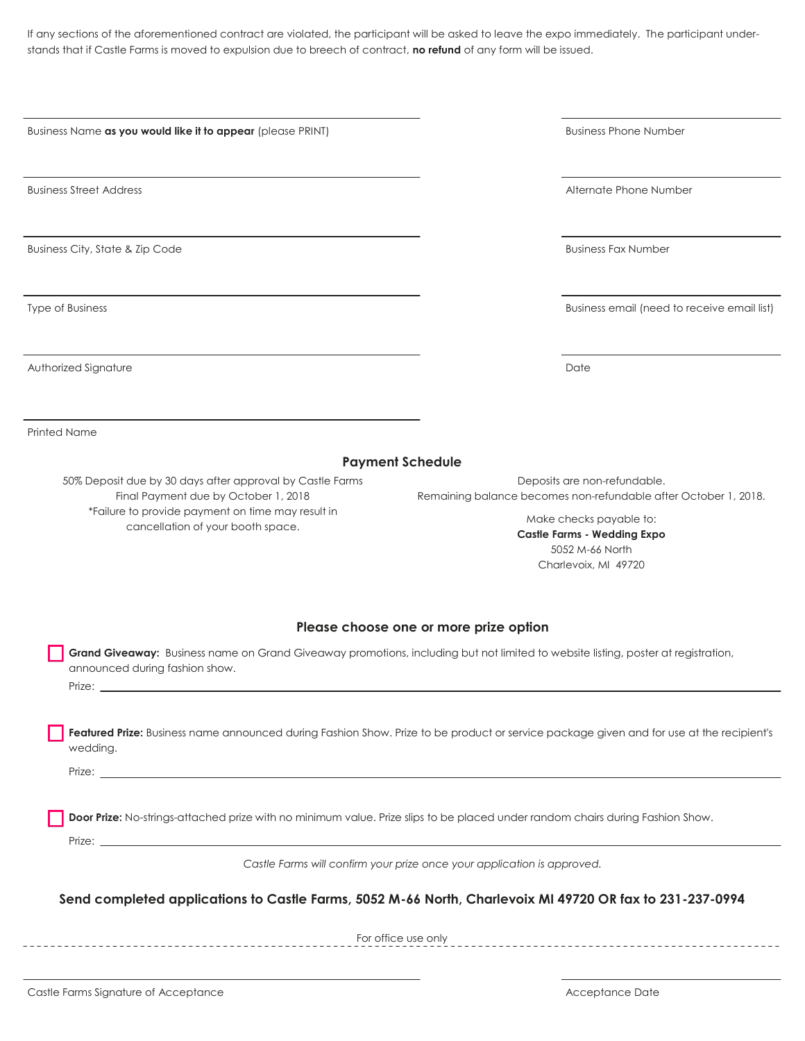If any sections of the aforementioned contract are violated, the participant will be asked to leave the expo immediately. The participant understands that if Castle Farms is moved to expulsion due to breech of contract, **no refund** of any form will be issued.

Business Name **as you would like it to appear** (please PRINT) ____________________

Business Phone Number ____________________

Business Street Address ____________________

Alternate Phone Number ____________________

Business City, State & Zip Code ____________________

Business Fax Number ____________________

Type of Business ____________________

Business email (need to receive email list) ____________________

Authorized Signature ____________________

Date ____________________

Printed Name ____________________

## Payment Schedule

50% Deposit due by 30 days after approval by Castle Farms
Final Payment due by October 1, 2018
*Failure to provide payment on time may result in cancellation of your booth space.

Deposits are non-refundable.
Remaining balance becomes non-refundable after October 1, 2018.

Make checks payable to:
**Castle Farms - Wedding Expo**
5052 M-66 North
Charlevoix, MI 49720

## Please choose one or more prize option

☐ **Grand Giveaway:** Business name on Grand Giveaway promotions, including but not limited to website listing, poster at registration, announced during fashion show.

Prize: ____________________

☐ **Featured Prize:** Business name announced during Fashion Show. Prize to be product or service package given and for use at the recipient's wedding.

Prize: ____________________

☐ **Door Prize:** No-strings-attached prize with no minimum value. Prize slips to be placed under random chairs during Fashion Show.

Prize: ____________________

*Castle Farms will confirm your prize once your application is approved.*

**Send completed applications to Castle Farms, 5052 M-66 North, Charlevoix MI 49720 OR fax to 231-237-0994**

For office use only

Castle Farms Signature of Acceptance ____________________

Acceptance Date ____________________